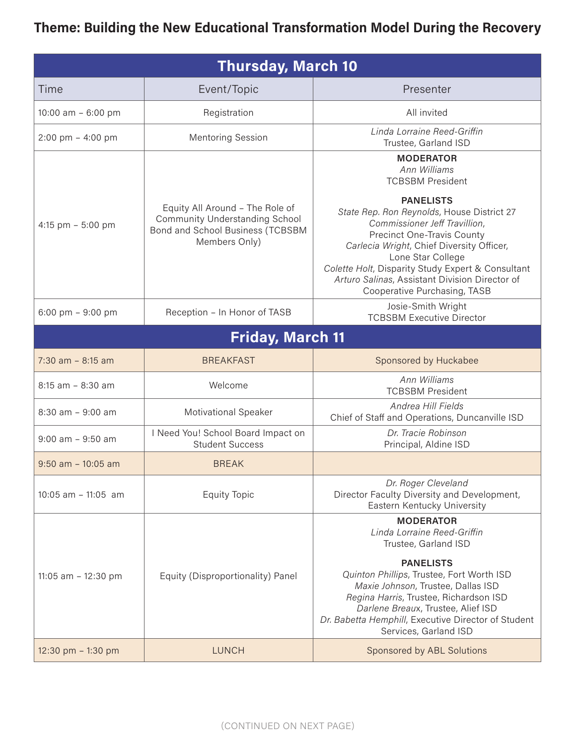**Theme: Building the New Educational Transformation Model During the Recovery**

| Thursday, March 10 | | |
|---|---|---|
| Time | Event/Topic | Presenter |
| 10:00 am – 6:00 pm | Registration | All invited |
| 2:00 pm – 4:00 pm | Mentoring Session | *Linda Lorraine Reed-Griffin* Trustee, Garland ISD |
| 4:15 pm – 5:00 pm | Equity All Around – The Role of Community Understanding School Bond and School Business (TCBSBM Members Only) | **MODERATOR** *Ann Williams* TCBSBM President **PANELISTS** *State Rep. Ron Reynolds*, House District 27 *Commissioner Jeff Travillion*, Precinct One-Travis County *Carlecia Wright*, Chief Diversity Officer, Lone Star College *Colette Holt*, Disparity Study Expert & Consultant *Arturo Salinas*, Assistant Division Director of Cooperative Purchasing, TASB |
| 6:00 pm – 9:00 pm | Reception – In Honor of TASB | Josie-Smith Wright TCBSBM Executive Director |
| **Friday, March 11** | | |
| 7:30 am – 8:15 am | BREAKFAST | Sponsored by Huckabee |
| 8:15 am – 8:30 am | Welcome | *Ann Williams* TCBSBM President |
| 8:30 am – 9:00 am | Motivational Speaker | *Andrea Hill Fields* Chief of Staff and Operations, Duncanville ISD |
| 9:00 am – 9:50 am | I Need You! School Board Impact on Student Success | *Dr. Tracie Robinson* Principal, Aldine ISD |
| 9:50 am – 10:05 am | BREAK | |
| 10:05 am – 11:05 am | Equity Topic | *Dr. Roger Cleveland* Director Faculty Diversity and Development, Eastern Kentucky University |
| 11:05 am – 12:30 pm | Equity (Disproportionality) Panel | **MODERATOR** *Linda Lorraine Reed-Griffin* Trustee, Garland ISD **PANELISTS** *Quinton Phillips*, Trustee, Fort Worth ISD *Maxie Johnson*, Trustee, Dallas ISD *Regina Harris*, Trustee, Richardson ISD *Darlene Breaux*, Trustee, Alief ISD *Dr. Babetta Hemphill*, Executive Director of Student Services, Garland ISD |
| 12:30 pm – 1:30 pm | LUNCH | Sponsored by ABL Solutions |

(CONTINUED ON NEXT PAGE)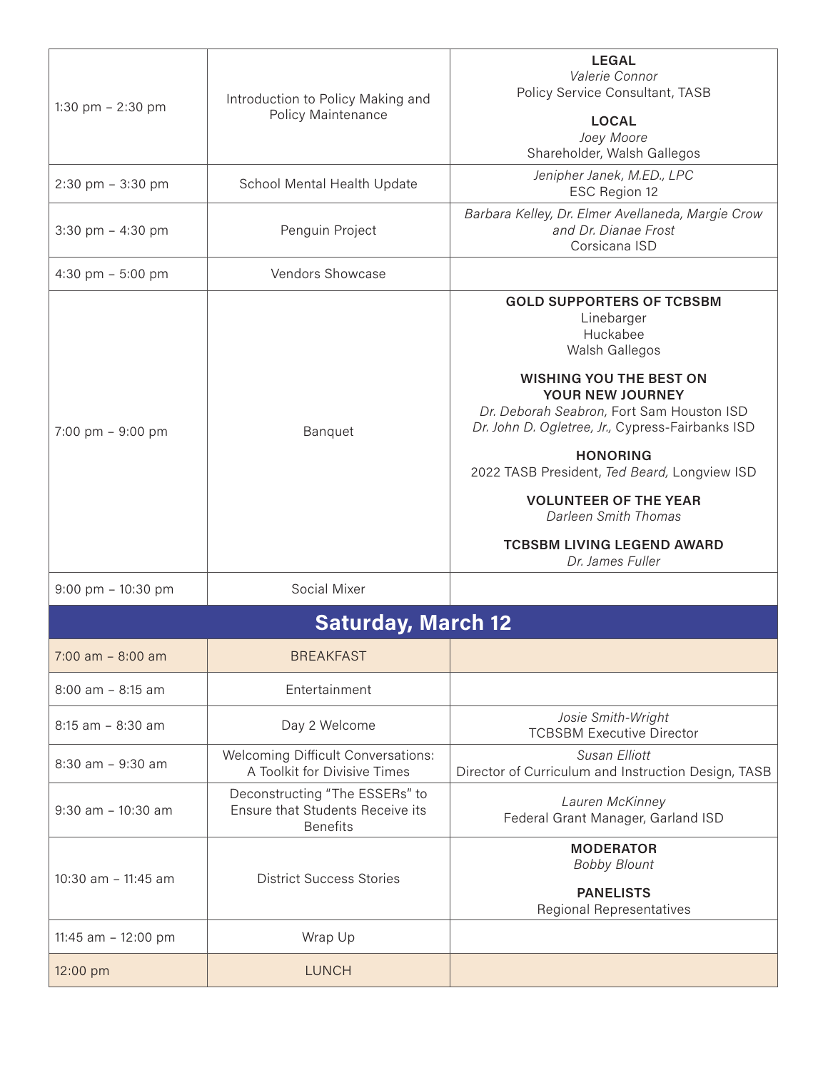| | | |
|---|---|---|
| 1:30 pm – 2:30 pm | Introduction to Policy Making and Policy Maintenance | **LEGAL**<br>*Valerie Connor*<br>Policy Service Consultant, TASB<br><br>**LOCAL**<br>*Joey Moore*<br>Shareholder, Walsh Gallegos |
| 2:30 pm – 3:30 pm | School Mental Health Update | *Jenipher Janek, M.ED., LPC*<br>ESC Region 12 |
| 3:30 pm – 4:30 pm | Penguin Project | *Barbara Kelley, Dr. Elmer Avellaneda, Margie Crow and Dr. Dianae Frost*<br>Corsicana ISD |
| 4:30 pm – 5:00 pm | Vendors Showcase | |
| 7:00 pm – 9:00 pm | Banquet | **GOLD SUPPORTERS OF TCBSBM**<br>Linebarger<br>Huckabee<br>Walsh Gallegos<br><br>**WISHING YOU THE BEST ON YOUR NEW JOURNEY**<br>*Dr. Deborah Seabron,* Fort Sam Houston ISD<br>*Dr. John D. Ogletree, Jr.,* Cypress-Fairbanks ISD<br><br>**HONORING**<br>2022 TASB President, *Ted Beard,* Longview ISD<br><br>**VOLUNTEER OF THE YEAR**<br>*Darleen Smith Thomas*<br><br>**TCBSBM LIVING LEGEND AWARD**<br>*Dr. James Fuller* |
| 9:00 pm – 10:30 pm | Social Mixer | |
| **Saturday, March 12** | | |
| 7:00 am – 8:00 am | BREAKFAST | |
| 8:00 am – 8:15 am | Entertainment | |
| 8:15 am – 8:30 am | Day 2 Welcome | *Josie Smith-Wright*<br>TCBSBM Executive Director |
| 8:30 am – 9:30 am | Welcoming Difficult Conversations: A Toolkit for Divisive Times | *Susan Elliott*<br>Director of Curriculum and Instruction Design, TASB |
| 9:30 am – 10:30 am | Deconstructing "The ESSERs" to Ensure that Students Receive its Benefits | *Lauren McKinney*<br>Federal Grant Manager, Garland ISD |
| 10:30 am – 11:45 am | District Success Stories | **MODERATOR**<br>*Bobby Blount*<br><br>**PANELISTS**<br>Regional Representatives |
| 11:45 am – 12:00 pm | Wrap Up | |
| 12:00 pm | LUNCH | |